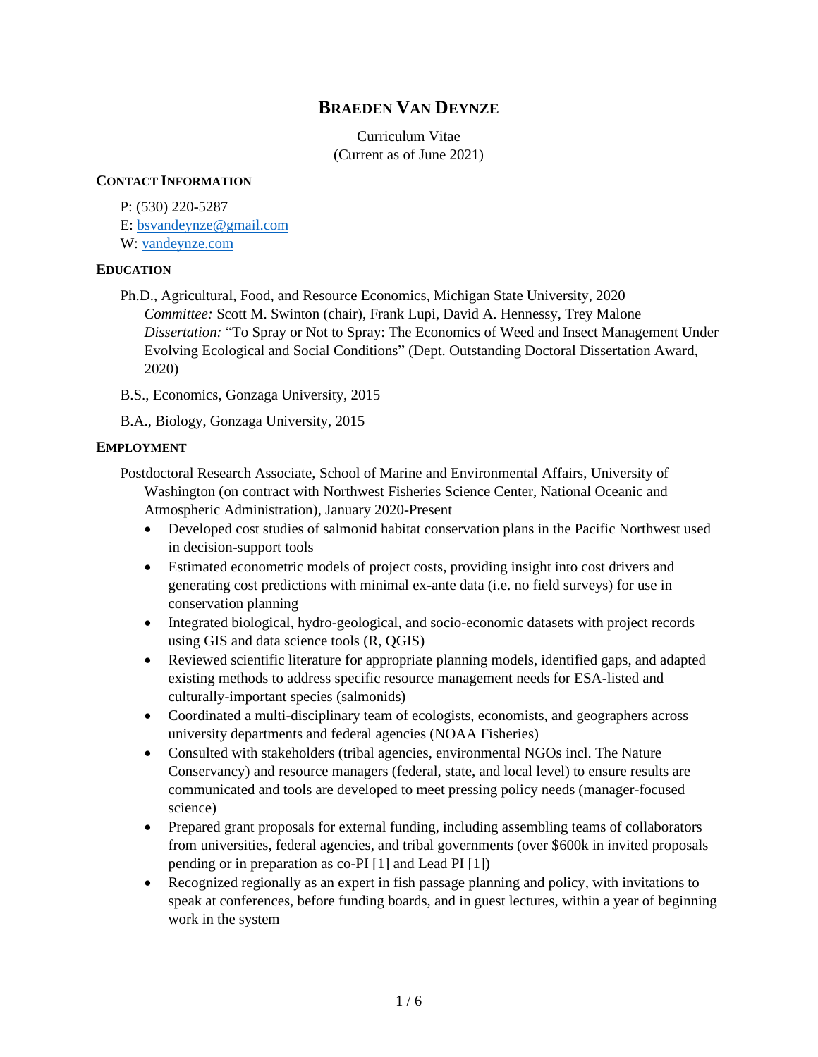# BRAEDEN VAN DEYNZE

Curriculum Vitae
(Current as of June 2021)

## CONTACT INFORMATION

P: (530) 220-5287
E: bsvandeynze@gmail.com
W: vandeynze.com

## EDUCATION

Ph.D., Agricultural, Food, and Resource Economics, Michigan State University, 2020
*Committee:* Scott M. Swinton (chair), Frank Lupi, David A. Hennessy, Trey Malone
*Dissertation:* "To Spray or Not to Spray: The Economics of Weed and Insect Management Under Evolving Ecological and Social Conditions" (Dept. Outstanding Doctoral Dissertation Award, 2020)

B.S., Economics, Gonzaga University, 2015

B.A., Biology, Gonzaga University, 2015

## EMPLOYMENT

Postdoctoral Research Associate, School of Marine and Environmental Affairs, University of Washington (on contract with Northwest Fisheries Science Center, National Oceanic and Atmospheric Administration), January 2020-Present

- Developed cost studies of salmonid habitat conservation plans in the Pacific Northwest used in decision-support tools
- Estimated econometric models of project costs, providing insight into cost drivers and generating cost predictions with minimal ex-ante data (i.e. no field surveys) for use in conservation planning
- Integrated biological, hydro-geological, and socio-economic datasets with project records using GIS and data science tools (R, QGIS)
- Reviewed scientific literature for appropriate planning models, identified gaps, and adapted existing methods to address specific resource management needs for ESA-listed and culturally-important species (salmonids)
- Coordinated a multi-disciplinary team of ecologists, economists, and geographers across university departments and federal agencies (NOAA Fisheries)
- Consulted with stakeholders (tribal agencies, environmental NGOs incl. The Nature Conservancy) and resource managers (federal, state, and local level) to ensure results are communicated and tools are developed to meet pressing policy needs (manager-focused science)
- Prepared grant proposals for external funding, including assembling teams of collaborators from universities, federal agencies, and tribal governments (over $600k in invited proposals pending or in preparation as co-PI [1] and Lead PI [1])
- Recognized regionally as an expert in fish passage planning and policy, with invitations to speak at conferences, before funding boards, and in guest lectures, within a year of beginning work in the system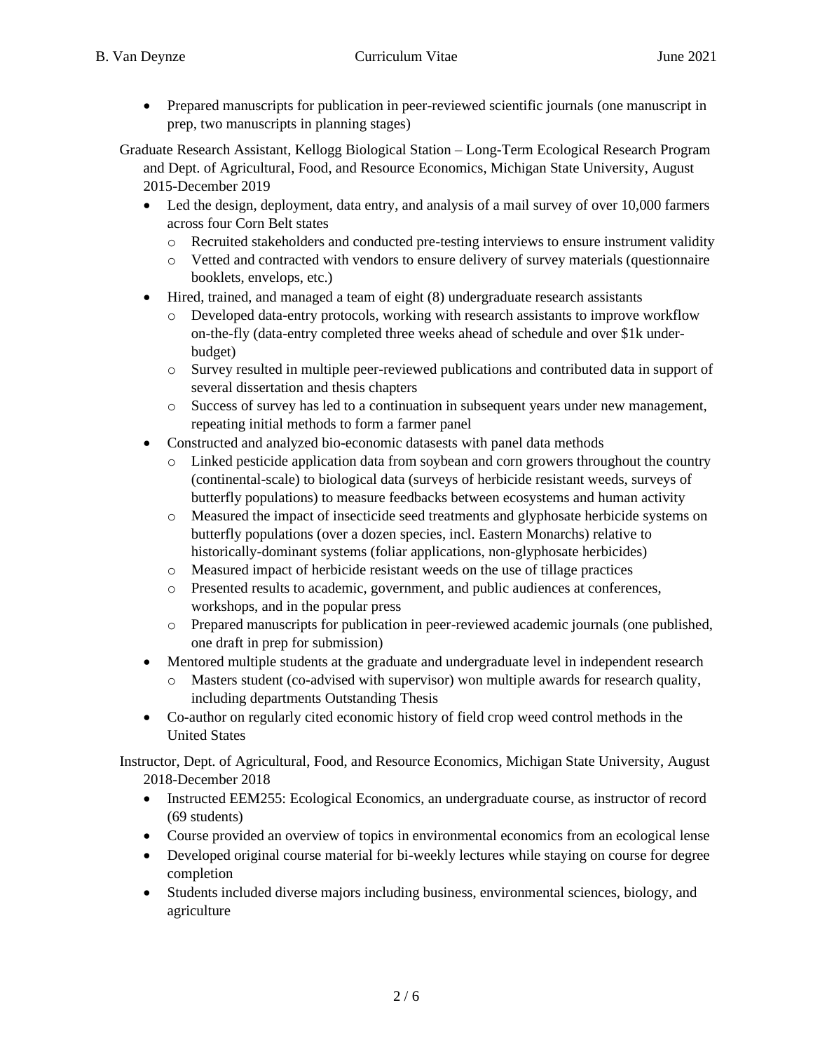- Prepared manuscripts for publication in peer-reviewed scientific journals (one manuscript in prep, two manuscripts in planning stages)

Graduate Research Assistant, Kellogg Biological Station – Long-Term Ecological Research Program and Dept. of Agricultural, Food, and Resource Economics, Michigan State University, August 2015-December 2019

- Led the design, deployment, data entry, and analysis of a mail survey of over 10,000 farmers across four Corn Belt states
  - Recruited stakeholders and conducted pre-testing interviews to ensure instrument validity
  - Vetted and contracted with vendors to ensure delivery of survey materials (questionnaire booklets, envelops, etc.)
- Hired, trained, and managed a team of eight (8) undergraduate research assistants
  - Developed data-entry protocols, working with research assistants to improve workflow on-the-fly (data-entry completed three weeks ahead of schedule and over $1k under-budget)
  - Survey resulted in multiple peer-reviewed publications and contributed data in support of several dissertation and thesis chapters
  - Success of survey has led to a continuation in subsequent years under new management, repeating initial methods to form a farmer panel
- Constructed and analyzed bio-economic datasests with panel data methods
  - Linked pesticide application data from soybean and corn growers throughout the country (continental-scale) to biological data (surveys of herbicide resistant weeds, surveys of butterfly populations) to measure feedbacks between ecosystems and human activity
  - Measured the impact of insecticide seed treatments and glyphosate herbicide systems on butterfly populations (over a dozen species, incl. Eastern Monarchs) relative to historically-dominant systems (foliar applications, non-glyphosate herbicides)
  - Measured impact of herbicide resistant weeds on the use of tillage practices
  - Presented results to academic, government, and public audiences at conferences, workshops, and in the popular press
  - Prepared manuscripts for publication in peer-reviewed academic journals (one published, one draft in prep for submission)
- Mentored multiple students at the graduate and undergraduate level in independent research
  - Masters student (co-advised with supervisor) won multiple awards for research quality, including departments Outstanding Thesis
- Co-author on regularly cited economic history of field crop weed control methods in the United States

Instructor, Dept. of Agricultural, Food, and Resource Economics, Michigan State University, August 2018-December 2018

- Instructed EEM255: Ecological Economics, an undergraduate course, as instructor of record (69 students)
- Course provided an overview of topics in environmental economics from an ecological lense
- Developed original course material for bi-weekly lectures while staying on course for degree completion
- Students included diverse majors including business, environmental sciences, biology, and agriculture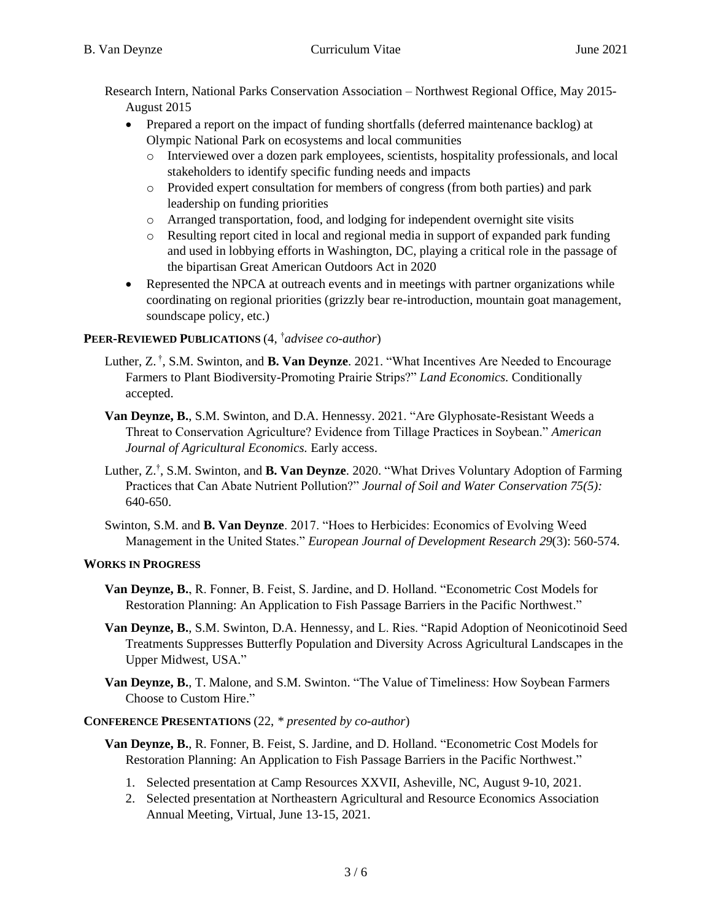Research Intern, National Parks Conservation Association – Northwest Regional Office, May 2015-August 2015

- Prepared a report on the impact of funding shortfalls (deferred maintenance backlog) at Olympic National Park on ecosystems and local communities
  - Interviewed over a dozen park employees, scientists, hospitality professionals, and local stakeholders to identify specific funding needs and impacts
  - Provided expert consultation for members of congress (from both parties) and park leadership on funding priorities
  - Arranged transportation, food, and lodging for independent overnight site visits
  - Resulting report cited in local and regional media in support of expanded park funding and used in lobbying efforts in Washington, DC, playing a critical role in the passage of the bipartisan Great American Outdoors Act in 2020
- Represented the NPCA at outreach events and in meetings with partner organizations while coordinating on regional priorities (grizzly bear re-introduction, mountain goat management, soundscape policy, etc.)

**PEER-REVIEWED PUBLICATIONS** (4, †*advisee co-author*)

Luther, Z.†, S.M. Swinton, and **B. Van Deynze**. 2021. "What Incentives Are Needed to Encourage Farmers to Plant Biodiversity-Promoting Prairie Strips?" *Land Economics.* Conditionally accepted.

**Van Deynze, B.**, S.M. Swinton, and D.A. Hennessy. 2021. "Are Glyphosate-Resistant Weeds a Threat to Conservation Agriculture? Evidence from Tillage Practices in Soybean." *American Journal of Agricultural Economics.* Early access.

Luther, Z.†, S.M. Swinton, and **B. Van Deynze**. 2020. "What Drives Voluntary Adoption of Farming Practices that Can Abate Nutrient Pollution?" *Journal of Soil and Water Conservation 75(5):* 640-650.

Swinton, S.M. and **B. Van Deynze**. 2017. "Hoes to Herbicides: Economics of Evolving Weed Management in the United States." *European Journal of Development Research 29*(3): 560-574.

**WORKS IN PROGRESS**

**Van Deynze, B.**, R. Fonner, B. Feist, S. Jardine, and D. Holland. "Econometric Cost Models for Restoration Planning: An Application to Fish Passage Barriers in the Pacific Northwest."

**Van Deynze, B.**, S.M. Swinton, D.A. Hennessy, and L. Ries. "Rapid Adoption of Neonicotinoid Seed Treatments Suppresses Butterfly Population and Diversity Across Agricultural Landscapes in the Upper Midwest, USA."

**Van Deynze, B.**, T. Malone, and S.M. Swinton. "The Value of Timeliness: How Soybean Farmers Choose to Custom Hire."

**CONFERENCE PRESENTATIONS** (22, * *presented by co-author*)

**Van Deynze, B.**, R. Fonner, B. Feist, S. Jardine, and D. Holland. "Econometric Cost Models for Restoration Planning: An Application to Fish Passage Barriers in the Pacific Northwest."

1. Selected presentation at Camp Resources XXVII, Asheville, NC, August 9-10, 2021.
2. Selected presentation at Northeastern Agricultural and Resource Economics Association Annual Meeting, Virtual, June 13-15, 2021.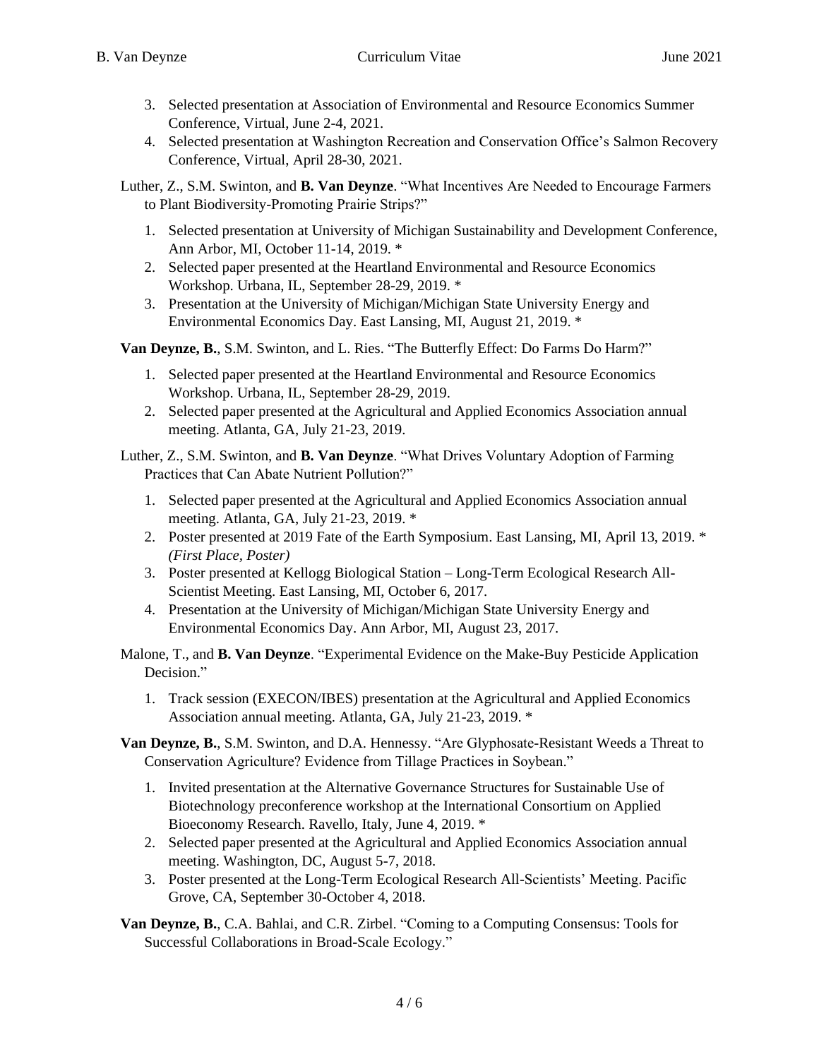3. Selected presentation at Association of Environmental and Resource Economics Summer Conference, Virtual, June 2-4, 2021.
4. Selected presentation at Washington Recreation and Conservation Office's Salmon Recovery Conference, Virtual, April 28-30, 2021.

Luther, Z., S.M. Swinton, and **B. Van Deynze**. "What Incentives Are Needed to Encourage Farmers to Plant Biodiversity-Promoting Prairie Strips?"

1. Selected presentation at University of Michigan Sustainability and Development Conference, Ann Arbor, MI, October 11-14, 2019. *
2. Selected paper presented at the Heartland Environmental and Resource Economics Workshop. Urbana, IL, September 28-29, 2019. *
3. Presentation at the University of Michigan/Michigan State University Energy and Environmental Economics Day. East Lansing, MI, August 21, 2019. *

**Van Deynze, B.**, S.M. Swinton, and L. Ries. "The Butterfly Effect: Do Farms Do Harm?"

1. Selected paper presented at the Heartland Environmental and Resource Economics Workshop. Urbana, IL, September 28-29, 2019.
2. Selected paper presented at the Agricultural and Applied Economics Association annual meeting. Atlanta, GA, July 21-23, 2019.

Luther, Z., S.M. Swinton, and **B. Van Deynze**. "What Drives Voluntary Adoption of Farming Practices that Can Abate Nutrient Pollution?"

1. Selected paper presented at the Agricultural and Applied Economics Association annual meeting. Atlanta, GA, July 21-23, 2019. *
2. Poster presented at 2019 Fate of the Earth Symposium. East Lansing, MI, April 13, 2019. * *(First Place, Poster)*
3. Poster presented at Kellogg Biological Station – Long-Term Ecological Research All-Scientist Meeting. East Lansing, MI, October 6, 2017.
4. Presentation at the University of Michigan/Michigan State University Energy and Environmental Economics Day. Ann Arbor, MI, August 23, 2017.

Malone, T., and **B. Van Deynze**. "Experimental Evidence on the Make-Buy Pesticide Application Decision."

1. Track session (EXECON/IBES) presentation at the Agricultural and Applied Economics Association annual meeting. Atlanta, GA, July 21-23, 2019. *

**Van Deynze, B.**, S.M. Swinton, and D.A. Hennessy. "Are Glyphosate-Resistant Weeds a Threat to Conservation Agriculture? Evidence from Tillage Practices in Soybean."

1. Invited presentation at the Alternative Governance Structures for Sustainable Use of Biotechnology preconference workshop at the International Consortium on Applied Bioeconomy Research. Ravello, Italy, June 4, 2019. *
2. Selected paper presented at the Agricultural and Applied Economics Association annual meeting. Washington, DC, August 5-7, 2018.
3. Poster presented at the Long-Term Ecological Research All-Scientists' Meeting. Pacific Grove, CA, September 30-October 4, 2018.

**Van Deynze, B.**, C.A. Bahlai, and C.R. Zirbel. "Coming to a Computing Consensus: Tools for Successful Collaborations in Broad-Scale Ecology."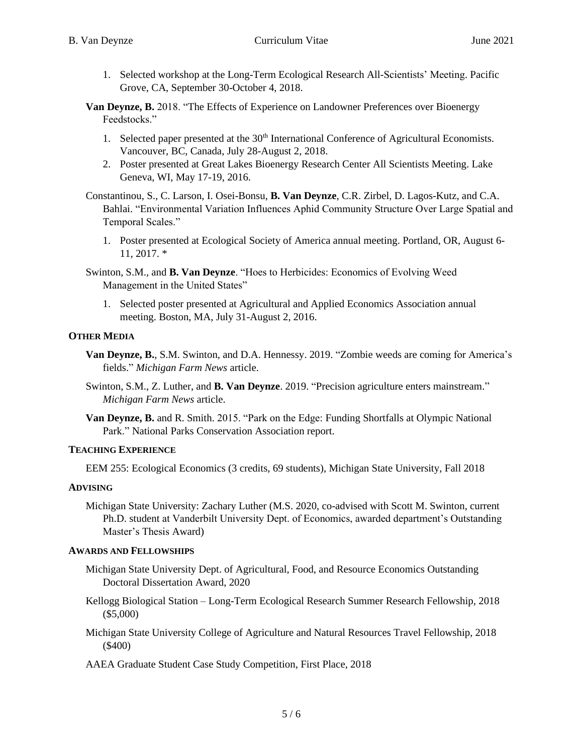1. Selected workshop at the Long-Term Ecological Research All-Scientists' Meeting. Pacific Grove, CA, September 30-October 4, 2018.

**Van Deynze, B.** 2018. "The Effects of Experience on Landowner Preferences over Bioenergy Feedstocks."

1. Selected paper presented at the 30th International Conference of Agricultural Economists. Vancouver, BC, Canada, July 28-August 2, 2018.
2. Poster presented at Great Lakes Bioenergy Research Center All Scientists Meeting. Lake Geneva, WI, May 17-19, 2016.

Constantinou, S., C. Larson, I. Osei-Bonsu, **B. Van Deynze**, C.R. Zirbel, D. Lagos-Kutz, and C.A. Bahlai. "Environmental Variation Influences Aphid Community Structure Over Large Spatial and Temporal Scales."

1. Poster presented at Ecological Society of America annual meeting. Portland, OR, August 6-11, 2017. *

Swinton, S.M., and **B. Van Deynze**. "Hoes to Herbicides: Economics of Evolving Weed Management in the United States"

1. Selected poster presented at Agricultural and Applied Economics Association annual meeting. Boston, MA, July 31-August 2, 2016.

### OTHER MEDIA

**Van Deynze, B.**, S.M. Swinton, and D.A. Hennessy. 2019. "Zombie weeds are coming for America's fields." *Michigan Farm News* article.

Swinton, S.M., Z. Luther, and **B. Van Deynze**. 2019. "Precision agriculture enters mainstream." *Michigan Farm News* article.

**Van Deynze, B.** and R. Smith. 2015. "Park on the Edge: Funding Shortfalls at Olympic National Park." National Parks Conservation Association report.

### TEACHING EXPERIENCE

EEM 255: Ecological Economics (3 credits, 69 students), Michigan State University, Fall 2018

### ADVISING

Michigan State University: Zachary Luther (M.S. 2020, co-advised with Scott M. Swinton, current Ph.D. student at Vanderbilt University Dept. of Economics, awarded department's Outstanding Master's Thesis Award)

### AWARDS AND FELLOWSHIPS

Michigan State University Dept. of Agricultural, Food, and Resource Economics Outstanding Doctoral Dissertation Award, 2020

Kellogg Biological Station – Long-Term Ecological Research Summer Research Fellowship, 2018 ($5,000)

Michigan State University College of Agriculture and Natural Resources Travel Fellowship, 2018 ($400)

AAEA Graduate Student Case Study Competition, First Place, 2018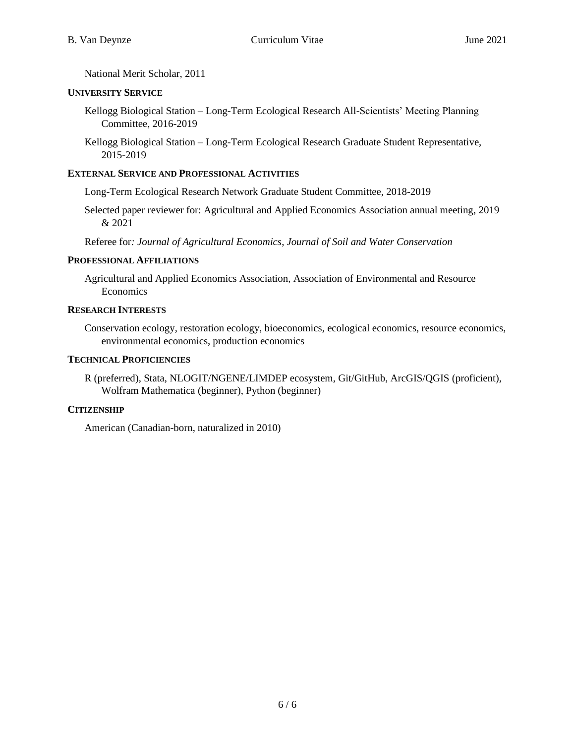National Merit Scholar, 2011

**UNIVERSITY SERVICE**

Kellogg Biological Station – Long-Term Ecological Research All-Scientists' Meeting Planning Committee, 2016-2019

Kellogg Biological Station – Long-Term Ecological Research Graduate Student Representative, 2015-2019

**EXTERNAL SERVICE AND PROFESSIONAL ACTIVITIES**

Long-Term Ecological Research Network Graduate Student Committee, 2018-2019

Selected paper reviewer for: Agricultural and Applied Economics Association annual meeting, 2019 & 2021

Referee for: *Journal of Agricultural Economics*, *Journal of Soil and Water Conservation*

**PROFESSIONAL AFFILIATIONS**

Agricultural and Applied Economics Association, Association of Environmental and Resource Economics

**RESEARCH INTERESTS**

Conservation ecology, restoration ecology, bioeconomics, ecological economics, resource economics, environmental economics, production economics

**TECHNICAL PROFICIENCIES**

R (preferred), Stata, NLOGIT/NGENE/LIMDEP ecosystem, Git/GitHub, ArcGIS/QGIS (proficient), Wolfram Mathematica (beginner), Python (beginner)

**CITIZENSHIP**

American (Canadian-born, naturalized in 2010)